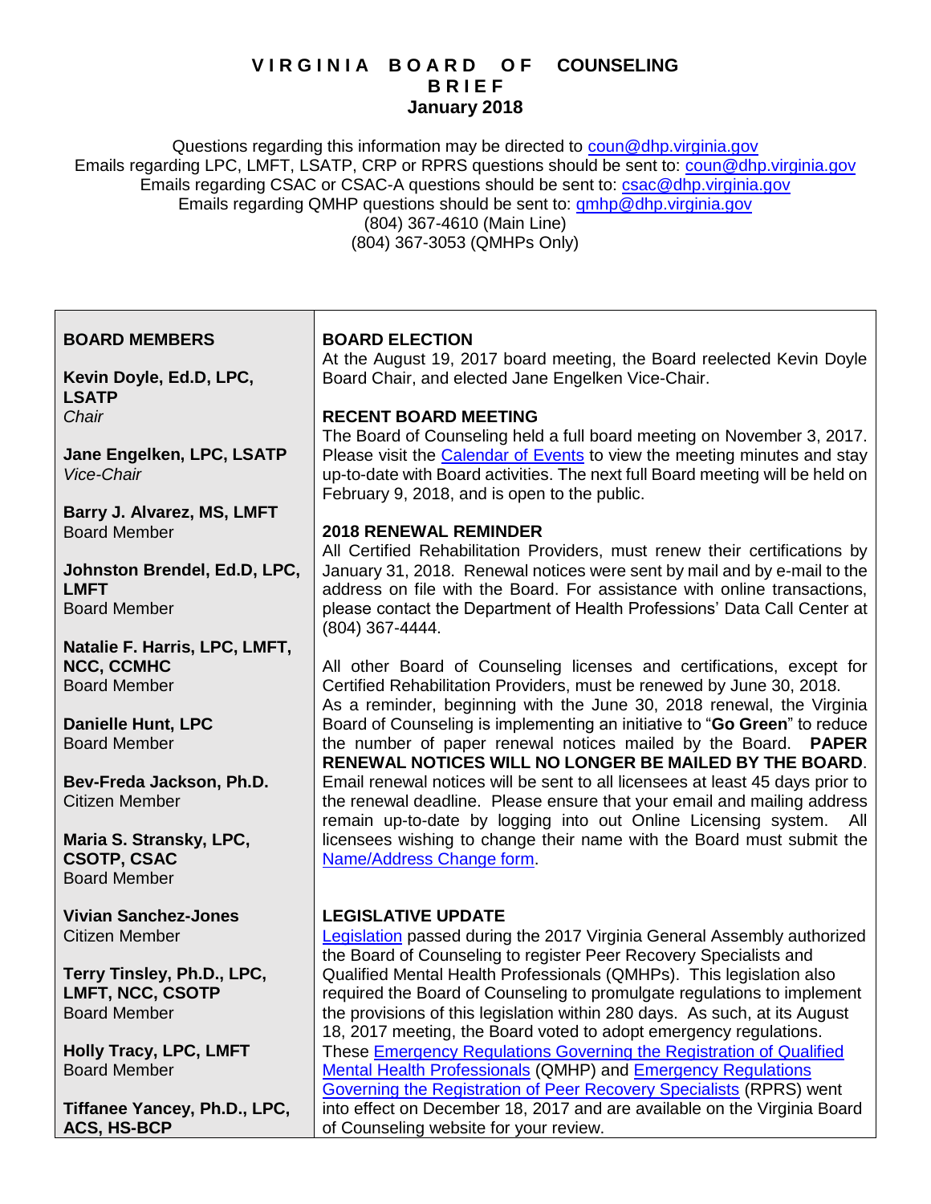# VIRGINIA BOARD OF COUNSELING BRIEF

## January 2018

Questions regarding this information may be directed to coun@dhp.virginia.gov
Emails regarding LPC, LMFT, LSATP, CRP or RPRS questions should be sent to: coun@dhp.virginia.gov
Emails regarding CSAC or CSAC-A questions should be sent to: csac@dhp.virginia.gov
Emails regarding QMHP questions should be sent to: qmhp@dhp.virginia.gov
(804) 367-4610 (Main Line)
(804) 367-3053 (QMHPs Only)

### BOARD MEMBERS

**Kevin Doyle, Ed.D, LPC, LSATP**
*Chair*

**Jane Engelken, LPC, LSATP**
*Vice-Chair*

**Barry J. Alvarez, MS, LMFT**
Board Member

**Johnston Brendel, Ed.D, LPC, LMFT**
Board Member

**Natalie F. Harris, LPC, LMFT, NCC, CCMHC**
Board Member

**Danielle Hunt, LPC**
Board Member

**Bev-Freda Jackson, Ph.D.**
Citizen Member

**Maria S. Stransky, LPC, CSOTP, CSAC**
Board Member

**Vivian Sanchez-Jones**
Citizen Member

**Terry Tinsley, Ph.D., LPC, LMFT, NCC, CSOTP**
Board Member

**Holly Tracy, LPC, LMFT**
Board Member

**Tiffanee Yancey, Ph.D., LPC, ACS, HS-BCP**

### BOARD ELECTION

At the August 19, 2017 board meeting, the Board reelected Kevin Doyle Board Chair, and elected Jane Engelken Vice-Chair.

### RECENT BOARD MEETING

The Board of Counseling held a full board meeting on November 3, 2017. Please visit the Calendar of Events to view the meeting minutes and stay up-to-date with Board activities. The next full Board meeting will be held on February 9, 2018, and is open to the public.

### 2018 RENEWAL REMINDER

All Certified Rehabilitation Providers, must renew their certifications by January 31, 2018. Renewal notices were sent by mail and by e-mail to the address on file with the Board. For assistance with online transactions, please contact the Department of Health Professions' Data Call Center at (804) 367-4444.

All other Board of Counseling licenses and certifications, except for Certified Rehabilitation Providers, must be renewed by June 30, 2018. As a reminder, beginning with the June 30, 2018 renewal, the Virginia Board of Counseling is implementing an initiative to "**Go Green**" to reduce the number of paper renewal notices mailed by the Board. **PAPER RENEWAL NOTICES WILL NO LONGER BE MAILED BY THE BOARD**. Email renewal notices will be sent to all licensees at least 45 days prior to the renewal deadline. Please ensure that your email and mailing address remain up-to-date by logging into out Online Licensing system. All licensees wishing to change their name with the Board must submit the Name/Address Change form.

### LEGISLATIVE UPDATE

Legislation passed during the 2017 Virginia General Assembly authorized the Board of Counseling to register Peer Recovery Specialists and Qualified Mental Health Professionals (QMHPs). This legislation also required the Board of Counseling to promulgate regulations to implement the provisions of this legislation within 280 days. As such, at its August 18, 2017 meeting, the Board voted to adopt emergency regulations. These Emergency Regulations Governing the Registration of Qualified Mental Health Professionals (QMHP) and Emergency Regulations Governing the Registration of Peer Recovery Specialists (RPRS) went into effect on December 18, 2017 and are available on the Virginia Board of Counseling website for your review.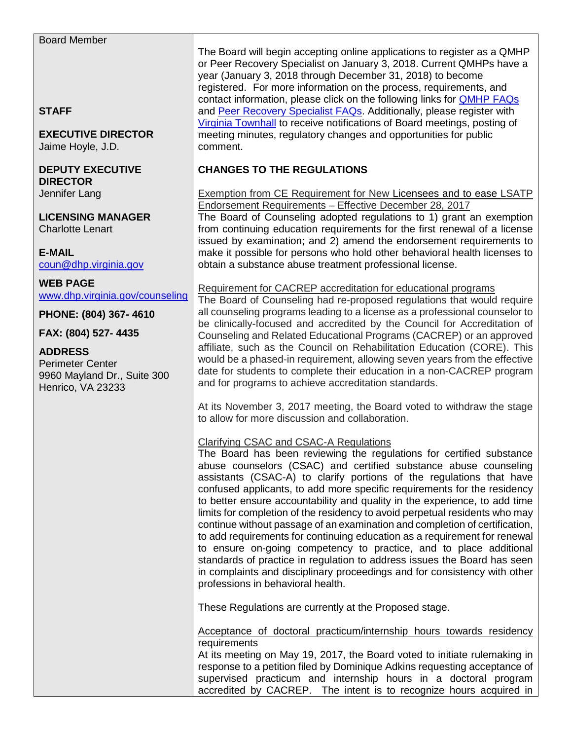Board Member

**STAFF**

**EXECUTIVE DIRECTOR**
Jaime Hoyle, J.D.

**DEPUTY EXECUTIVE DIRECTOR**
Jennifer Lang

**LICENSING MANAGER**
Charlotte Lenart

**E-MAIL**
coun@dhp.virginia.gov

**WEB PAGE**
www.dhp.virginia.gov/counseling

**PHONE: (804) 367- 4610**

**FAX: (804) 527- 4435**

**ADDRESS**
Perimeter Center
9960 Mayland Dr., Suite 300
Henrico, VA 23233

The Board will begin accepting online applications to register as a QMHP or Peer Recovery Specialist on January 3, 2018. Current QMHPs have a year (January 3, 2018 through December 31, 2018) to become registered. For more information on the process, requirements, and contact information, please click on the following links for QMHP FAQs and Peer Recovery Specialist FAQs. Additionally, please register with Virginia Townhall to receive notifications of Board meetings, posting of meeting minutes, regulatory changes and opportunities for public comment.

**CHANGES TO THE REGULATIONS**

Exemption from CE Requirement for New Licensees and to ease LSATP Endorsement Requirements – Effective December 28, 2017

The Board of Counseling adopted regulations to 1) grant an exemption from continuing education requirements for the first renewal of a license issued by examination; and 2) amend the endorsement requirements to make it possible for persons who hold other behavioral health licenses to obtain a substance abuse treatment professional license.

Requirement for CACREP accreditation for educational programs

The Board of Counseling had re-proposed regulations that would require all counseling programs leading to a license as a professional counselor to be clinically-focused and accredited by the Council for Accreditation of Counseling and Related Educational Programs (CACREP) or an approved affiliate, such as the Council on Rehabilitation Education (CORE). This would be a phased-in requirement, allowing seven years from the effective date for students to complete their education in a non-CACREP program and for programs to achieve accreditation standards.

At its November 3, 2017 meeting, the Board voted to withdraw the stage to allow for more discussion and collaboration.

Clarifying CSAC and CSAC-A Regulations

The Board has been reviewing the regulations for certified substance abuse counselors (CSAC) and certified substance abuse counseling assistants (CSAC-A) to clarify portions of the regulations that have confused applicants, to add more specific requirements for the residency to better ensure accountability and quality in the experience, to add time limits for completion of the residency to avoid perpetual residents who may continue without passage of an examination and completion of certification, to add requirements for continuing education as a requirement for renewal to ensure on-going competency to practice, and to place additional standards of practice in regulation to address issues the Board has seen in complaints and disciplinary proceedings and for consistency with other professions in behavioral health.

These Regulations are currently at the Proposed stage.

Acceptance of doctoral practicum/internship hours towards residency requirements

At its meeting on May 19, 2017, the Board voted to initiate rulemaking in response to a petition filed by Dominique Adkins requesting acceptance of supervised practicum and internship hours in a doctoral program accredited by CACREP. The intent is to recognize hours acquired in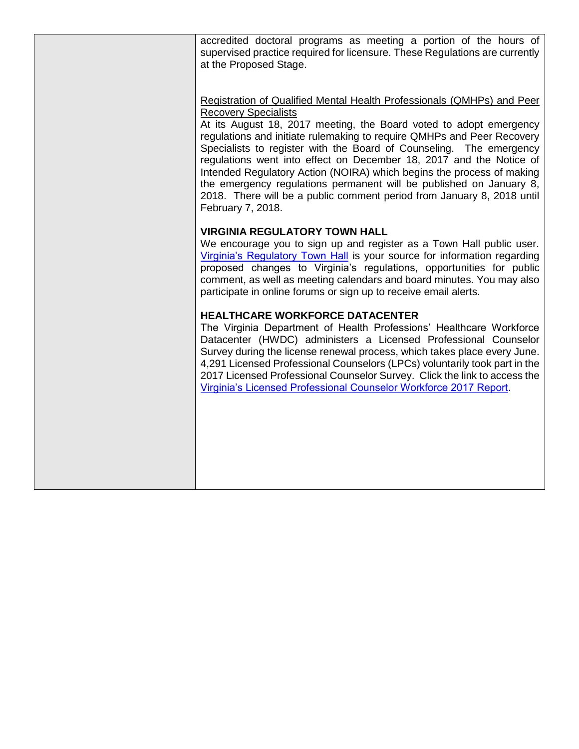accredited doctoral programs as meeting a portion of the hours of supervised practice required for licensure. These Regulations are currently at the Proposed Stage.

Registration of Qualified Mental Health Professionals (QMHPs) and Peer Recovery Specialists

At its August 18, 2017 meeting, the Board voted to adopt emergency regulations and initiate rulemaking to require QMHPs and Peer Recovery Specialists to register with the Board of Counseling. The emergency regulations went into effect on December 18, 2017 and the Notice of Intended Regulatory Action (NOIRA) which begins the process of making the emergency regulations permanent will be published on January 8, 2018. There will be a public comment period from January 8, 2018 until February 7, 2018.

**VIRGINIA REGULATORY TOWN HALL**

We encourage you to sign up and register as a Town Hall public user. Virginia's Regulatory Town Hall is your source for information regarding proposed changes to Virginia's regulations, opportunities for public comment, as well as meeting calendars and board minutes. You may also participate in online forums or sign up to receive email alerts.

**HEALTHCARE WORKFORCE DATACENTER**

The Virginia Department of Health Professions' Healthcare Workforce Datacenter (HWDC) administers a Licensed Professional Counselor Survey during the license renewal process, which takes place every June. 4,291 Licensed Professional Counselors (LPCs) voluntarily took part in the 2017 Licensed Professional Counselor Survey. Click the link to access the Virginia's Licensed Professional Counselor Workforce 2017 Report.